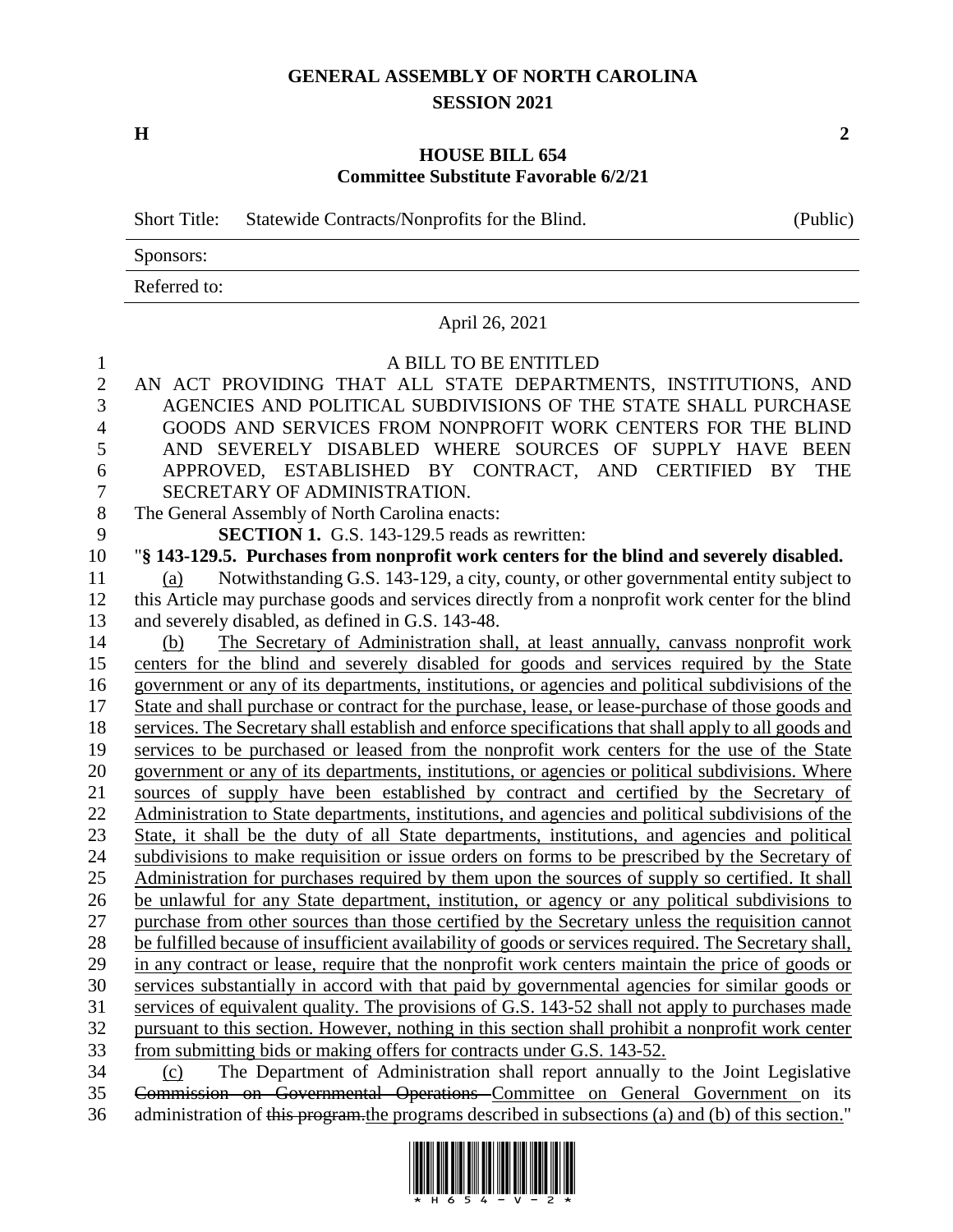# GENERAL ASSEMBLY OF NORTH CAROLINA
## SESSION 2021

**H** **2**

## HOUSE BILL 654
### Committee Substitute Favorable 6/2/21

Short Title: Statewide Contracts/Nonprofits for the Blind. (Public)

Sponsors:

Referred to:

April 26, 2021

A BILL TO BE ENTITLED

AN ACT PROVIDING THAT ALL STATE DEPARTMENTS, INSTITUTIONS, AND AGENCIES AND POLITICAL SUBDIVISIONS OF THE STATE SHALL PURCHASE GOODS AND SERVICES FROM NONPROFIT WORK CENTERS FOR THE BLIND AND SEVERELY DISABLED WHERE SOURCES OF SUPPLY HAVE BEEN APPROVED, ESTABLISHED BY CONTRACT, AND CERTIFIED BY THE SECRETARY OF ADMINISTRATION.

The General Assembly of North Carolina enacts:

**SECTION 1.** G.S. 143-129.5 reads as rewritten:

"**§ 143-129.5. Purchases from nonprofit work centers for the blind and severely disabled.**

(a) Notwithstanding G.S. 143-129, a city, county, or other governmental entity subject to this Article may purchase goods and services directly from a nonprofit work center for the blind and severely disabled, as defined in G.S. 143-48.

(b) The Secretary of Administration shall, at least annually, canvass nonprofit work centers for the blind and severely disabled for goods and services required by the State government or any of its departments, institutions, or agencies and political subdivisions of the State and shall purchase or contract for the purchase, lease, or lease-purchase of those goods and services. The Secretary shall establish and enforce specifications that shall apply to all goods and services to be purchased or leased from the nonprofit work centers for the use of the State government or any of its departments, institutions, or agencies or political subdivisions. Where sources of supply have been established by contract and certified by the Secretary of Administration to State departments, institutions, and agencies and political subdivisions of the State, it shall be the duty of all State departments, institutions, and agencies and political subdivisions to make requisition or issue orders on forms to be prescribed by the Secretary of Administration for purchases required by them upon the sources of supply so certified. It shall be unlawful for any State department, institution, or agency or any political subdivisions to purchase from other sources than those certified by the Secretary unless the requisition cannot be fulfilled because of insufficient availability of goods or services required. The Secretary shall, in any contract or lease, require that the nonprofit work centers maintain the price of goods or services substantially in accord with that paid by governmental agencies for similar goods or services of equivalent quality. The provisions of G.S. 143-52 shall not apply to purchases made pursuant to this section. However, nothing in this section shall prohibit a nonprofit work center from submitting bids or making offers for contracts under G.S. 143-52.

(c) The Department of Administration shall report annually to the Joint Legislative ~~Commission on Governmental Operations~~ Committee on General Government on its administration of ~~this program.~~the programs described in subsections (a) and (b) of this section."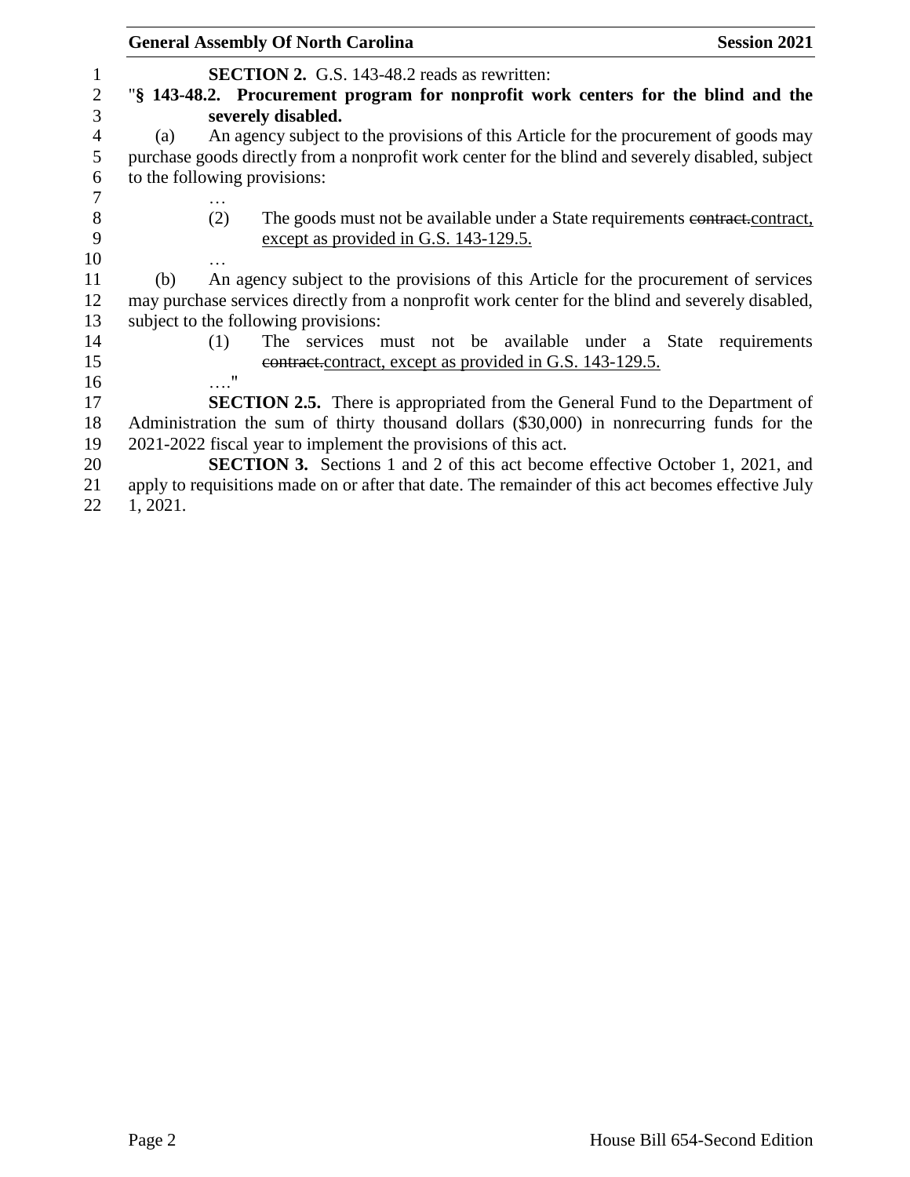**SECTION 2.** G.S. 143-48.2 reads as rewritten:

"**§ 143-48.2. Procurement program for nonprofit work centers for the blind and the severely disabled.**

(a) An agency subject to the provisions of this Article for the procurement of goods may purchase goods directly from a nonprofit work center for the blind and severely disabled, subject to the following provisions:

…

(2) The goods must not be available under a State requirements ~~contract.~~contract, except as provided in G.S. 143-129.5.

…

(b) An agency subject to the provisions of this Article for the procurement of services may purchase services directly from a nonprofit work center for the blind and severely disabled, subject to the following provisions:

(1) The services must not be available under a State requirements ~~contract.~~contract, except as provided in G.S. 143-129.5.

…."

**SECTION 2.5.** There is appropriated from the General Fund to the Department of Administration the sum of thirty thousand dollars ($30,000) in nonrecurring funds for the 2021-2022 fiscal year to implement the provisions of this act.

**SECTION 3.** Sections 1 and 2 of this act become effective October 1, 2021, and apply to requisitions made on or after that date. The remainder of this act becomes effective July 1, 2021.